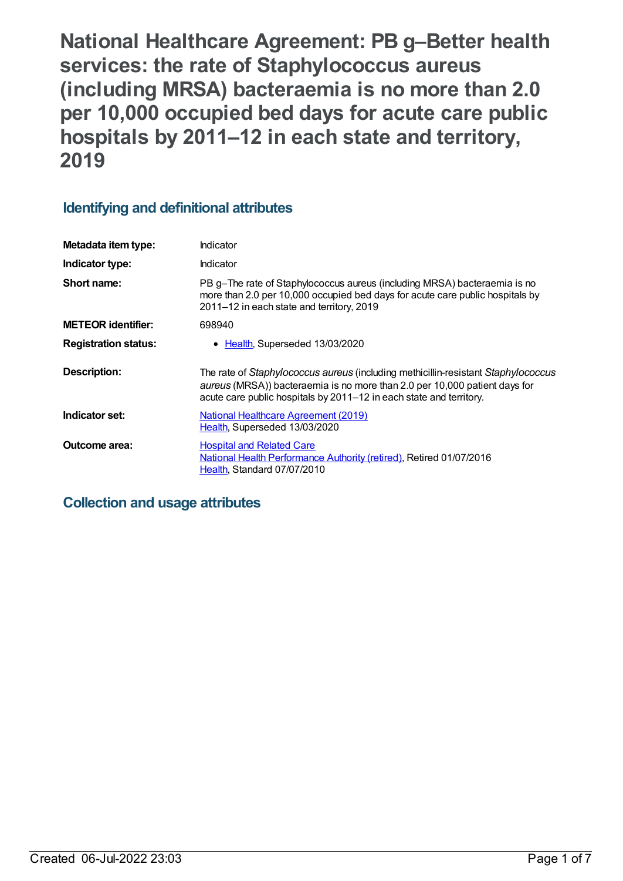# National Healthcare Agreement: PB g–Better health services: the rate of Staphylococcus aureus (including MRSA) bacteraemia is no more than 2.0 per 10,000 occupied bed days for acute care public hospitals by 2011–12 in each state and territory, 2019

## Identifying and definitional attributes

| | |
|---|---|
| **Metadata item type:** | Indicator |
| **Indicator type:** | Indicator |
| **Short name:** | PB g–The rate of Staphylococcus aureus (including MRSA) bacteraemia is no more than 2.0 per 10,000 occupied bed days for acute care public hospitals by 2011–12 in each state and territory, 2019 |
| **METEOR identifier:** | 698940 |
| **Registration status:** | • Health, Superseded 13/03/2020 |
| **Description:** | The rate of *Staphylococcus aureus* (including methicillin-resistant *Staphylococcus aureus* (MRSA)) bacteraemia is no more than 2.0 per 10,000 patient days for acute care public hospitals by 2011–12 in each state and territory. |
| **Indicator set:** | National Healthcare Agreement (2019)<br>Health, Superseded 13/03/2020 |
| **Outcome area:** | Hospital and Related Care<br>National Health Performance Authority (retired), Retired 01/07/2016<br>Health, Standard 07/07/2010 |

## Collection and usage attributes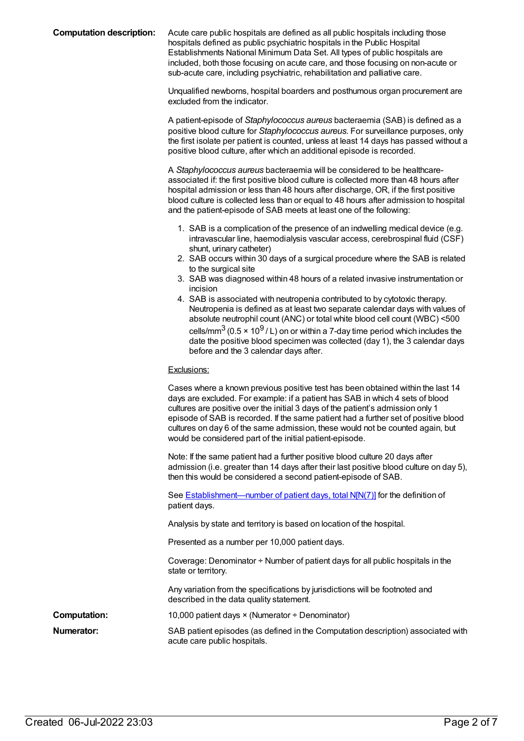**Computation description:** Acute care public hospitals are defined as all public hospitals including those hospitals defined as public psychiatric hospitals in the Public Hospital Establishments National Minimum Data Set. All types of public hospitals are included, both those focusing on acute care, and those focusing on non-acute or sub-acute care, including psychiatric, rehabilitation and palliative care.

Unqualified newborns, hospital boarders and posthumous organ procurement are excluded from the indicator.

A patient-episode of *Staphylococcus aureus* bacteraemia (SAB) is defined as a positive blood culture for *Staphylococcus aureus*. For surveillance purposes, only the first isolate per patient is counted, unless at least 14 days has passed without a positive blood culture, after which an additional episode is recorded.

A *Staphylococcus aureus* bacteraemia will be considered to be healthcare-associated if: the first positive blood culture is collected more than 48 hours after hospital admission or less than 48 hours after discharge, OR, if the first positive blood culture is collected less than or equal to 48 hours after admission to hospital and the patient-episode of SAB meets at least one of the following:

1. SAB is a complication of the presence of an indwelling medical device (e.g. intravascular line, haemodialysis vascular access, cerebrospinal fluid (CSF) shunt, urinary catheter)
2. SAB occurs within 30 days of a surgical procedure where the SAB is related to the surgical site
3. SAB was diagnosed within 48 hours of a related invasive instrumentation or incision
4. SAB is associated with neutropenia contributed to by cytotoxic therapy. Neutropenia is defined as at least two separate calendar days with values of absolute neutrophil count (ANC) or total white blood cell count (WBC) <500 cells/mm$^3$ ($0.5 \times 10^9$ / L) on or within a 7-day time period which includes the date the positive blood specimen was collected (day 1), the 3 calendar days before and the 3 calendar days after.

Exclusions:

Cases where a known previous positive test has been obtained within the last 14 days are excluded. For example: if a patient has SAB in which 4 sets of blood cultures are positive over the initial 3 days of the patient's admission only 1 episode of SAB is recorded. If the same patient had a further set of positive blood cultures on day 6 of the same admission, these would not be counted again, but would be considered part of the initial patient-episode.

Note: If the same patient had a further positive blood culture 20 days after admission (i.e. greater than 14 days after their last positive blood culture on day 5), then this would be considered a second patient-episode of SAB.

See [Establishment—number of patient days, total N[N(7)]] for the definition of patient days.

Analysis by state and territory is based on location of the hospital.

Presented as a number per 10,000 patient days.

Coverage: Denominator ÷ Number of patient days for all public hospitals in the state or territory.

Any variation from the specifications by jurisdictions will be footnoted and described in the data quality statement.

**Computation:** 10,000 patient days × (Numerator ÷ Denominator)

**Numerator:** SAB patient episodes (as defined in the Computation description) associated with acute care public hospitals.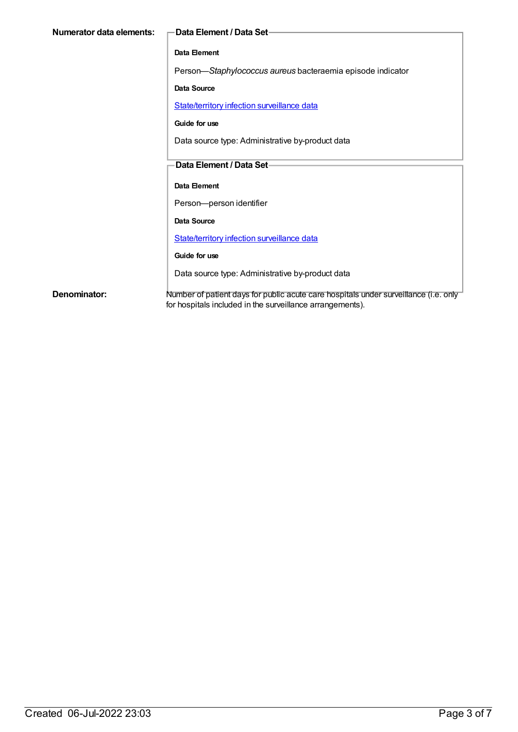**Numerator data elements:**

**Data Element / Data Set**

**Data Element**

Person—*Staphylococcus aureus* bacteraemia episode indicator

**Data Source**

State/territory infection surveillance data

**Guide for use**

Data source type: Administrative by-product data

**Data Element / Data Set**

**Data Element**

Person—person identifier

**Data Source**

State/territory infection surveillance data

**Guide for use**

Data source type: Administrative by-product data

**Denominator:**

Number of patient days for public acute care hospitals under surveillance (i.e. only for hospitals included in the surveillance arrangements).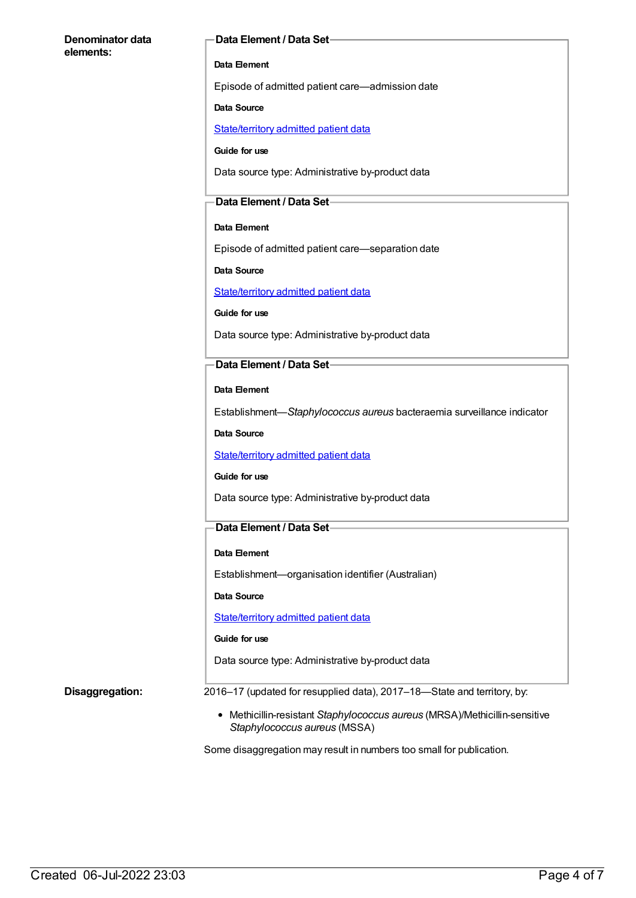**Denominator data elements:**

**Data Element / Data Set**

**Data Element**

Episode of admitted patient care—admission date

**Data Source**

State/territory admitted patient data

**Guide for use**

Data source type: Administrative by-product data

**Data Element / Data Set**

**Data Element**

Episode of admitted patient care—separation date

**Data Source**

State/territory admitted patient data

**Guide for use**

Data source type: Administrative by-product data

**Data Element / Data Set**

**Data Element**

Establishment—*Staphylococcus aureus* bacteraemia surveillance indicator

**Data Source**

State/territory admitted patient data

**Guide for use**

Data source type: Administrative by-product data

**Data Element / Data Set**

**Data Element**

Establishment—organisation identifier (Australian)

**Data Source**

State/territory admitted patient data

**Guide for use**

Data source type: Administrative by-product data

**Disaggregation:**

2016–17 (updated for resupplied data), 2017–18—State and territory, by:

- Methicillin-resistant *Staphylococcus aureus* (MRSA)/Methicillin-sensitive *Staphylococcus aureus* (MSSA)

Some disaggregation may result in numbers too small for publication.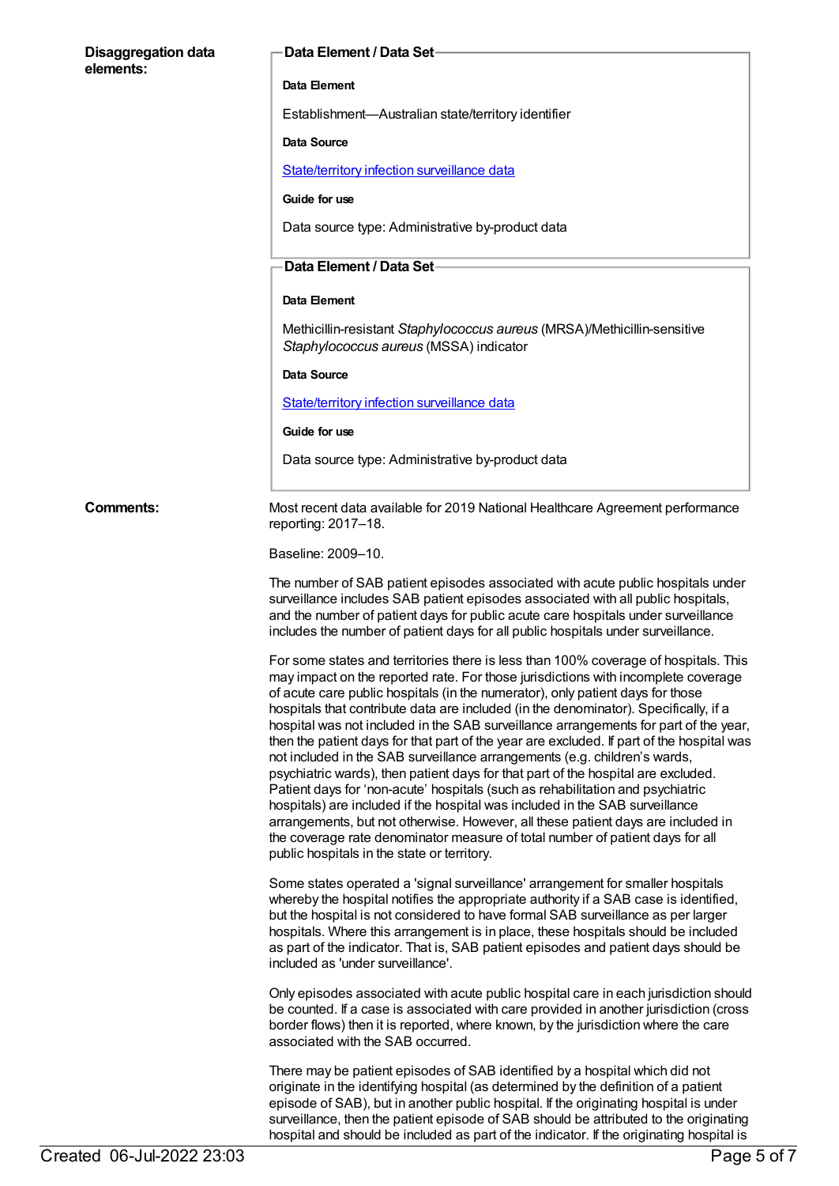**Disaggregation data elements:**

**Data Element / Data Set**

**Data Element**

Establishment—Australian state/territory identifier

**Data Source**

State/territory infection surveillance data

**Guide for use**

Data source type: Administrative by-product data

**Data Element / Data Set**

**Data Element**

Methicillin-resistant *Staphylococcus aureus* (MRSA)/Methicillin-sensitive *Staphylococcus aureus* (MSSA) indicator

**Data Source**

State/territory infection surveillance data

**Guide for use**

Data source type: Administrative by-product data

**Comments:**

Most recent data available for 2019 National Healthcare Agreement performance reporting: 2017–18.

Baseline: 2009–10.

The number of SAB patient episodes associated with acute public hospitals under surveillance includes SAB patient episodes associated with all public hospitals, and the number of patient days for public acute care hospitals under surveillance includes the number of patient days for all public hospitals under surveillance.

For some states and territories there is less than 100% coverage of hospitals. This may impact on the reported rate. For those jurisdictions with incomplete coverage of acute care public hospitals (in the numerator), only patient days for those hospitals that contribute data are included (in the denominator). Specifically, if a hospital was not included in the SAB surveillance arrangements for part of the year, then the patient days for that part of the year are excluded. If part of the hospital was not included in the SAB surveillance arrangements (e.g. children's wards, psychiatric wards), then patient days for that part of the hospital are excluded. Patient days for 'non-acute' hospitals (such as rehabilitation and psychiatric hospitals) are included if the hospital was included in the SAB surveillance arrangements, but not otherwise. However, all these patient days are included in the coverage rate denominator measure of total number of patient days for all public hospitals in the state or territory.

Some states operated a 'signal surveillance' arrangement for smaller hospitals whereby the hospital notifies the appropriate authority if a SAB case is identified, but the hospital is not considered to have formal SAB surveillance as per larger hospitals. Where this arrangement is in place, these hospitals should be included as part of the indicator. That is, SAB patient episodes and patient days should be included as 'under surveillance'.

Only episodes associated with acute public hospital care in each jurisdiction should be counted. If a case is associated with care provided in another jurisdiction (cross border flows) then it is reported, where known, by the jurisdiction where the care associated with the SAB occurred.

There may be patient episodes of SAB identified by a hospital which did not originate in the identifying hospital (as determined by the definition of a patient episode of SAB), but in another public hospital. If the originating hospital is under surveillance, then the patient episode of SAB should be attributed to the originating hospital and should be included as part of the indicator. If the originating hospital is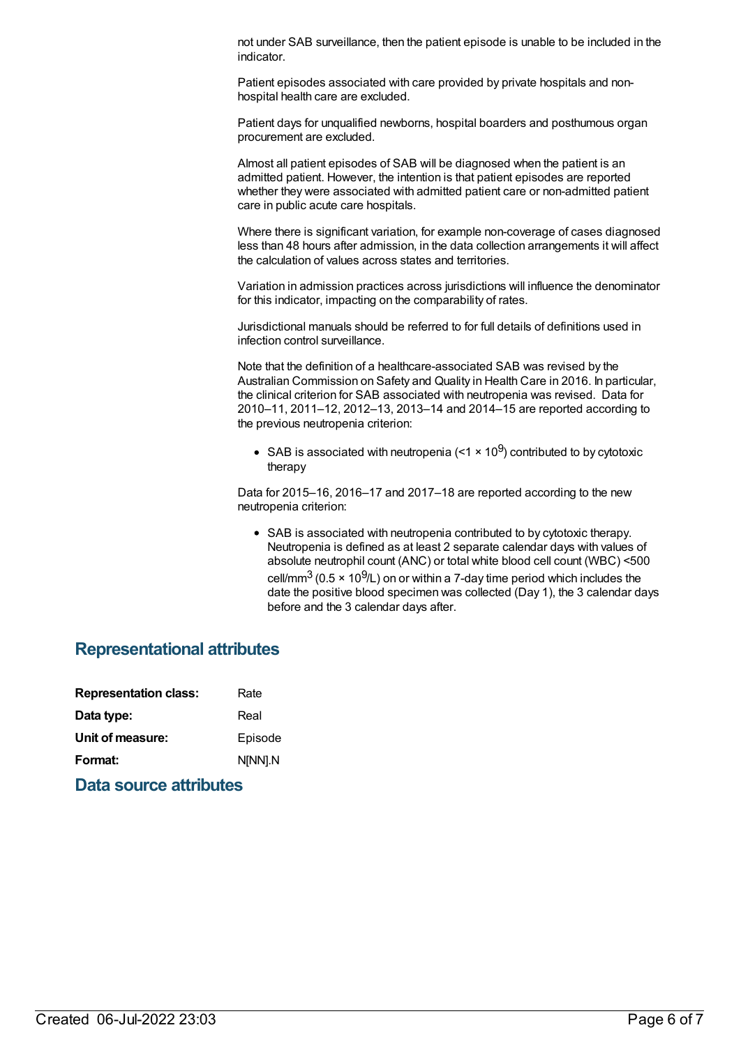not under SAB surveillance, then the patient episode is unable to be included in the indicator.

Patient episodes associated with care provided by private hospitals and non-hospital health care are excluded.

Patient days for unqualified newborns, hospital boarders and posthumous organ procurement are excluded.

Almost all patient episodes of SAB will be diagnosed when the patient is an admitted patient. However, the intention is that patient episodes are reported whether they were associated with admitted patient care or non-admitted patient care in public acute care hospitals.

Where there is significant variation, for example non-coverage of cases diagnosed less than 48 hours after admission, in the data collection arrangements it will affect the calculation of values across states and territories.

Variation in admission practices across jurisdictions will influence the denominator for this indicator, impacting on the comparability of rates.

Jurisdictional manuals should be referred to for full details of definitions used in infection control surveillance.

Note that the definition of a healthcare-associated SAB was revised by the Australian Commission on Safety and Quality in Health Care in 2016. In particular, the clinical criterion for SAB associated with neutropenia was revised. Data for 2010–11, 2011–12, 2012–13, 2013–14 and 2014–15 are reported according to the previous neutropenia criterion:

- SAB is associated with neutropenia ($<1 \times 10^9$) contributed to by cytotoxic therapy

Data for 2015–16, 2016–17 and 2017–18 are reported according to the new neutropenia criterion:

- SAB is associated with neutropenia contributed to by cytotoxic therapy. Neutropenia is defined as at least 2 separate calendar days with values of absolute neutrophil count (ANC) or total white blood cell count (WBC) <500 cell/$mm^3$ ($0.5 \times 10^9$/L) on or within a 7-day time period which includes the date the positive blood specimen was collected (Day 1), the 3 calendar days before and the 3 calendar days after.

## Representational attributes

| | |
|---|---|
| **Representation class:** | Rate |
| **Data type:** | Real |
| **Unit of measure:** | Episode |
| **Format:** | N[NN].N |

## Data source attributes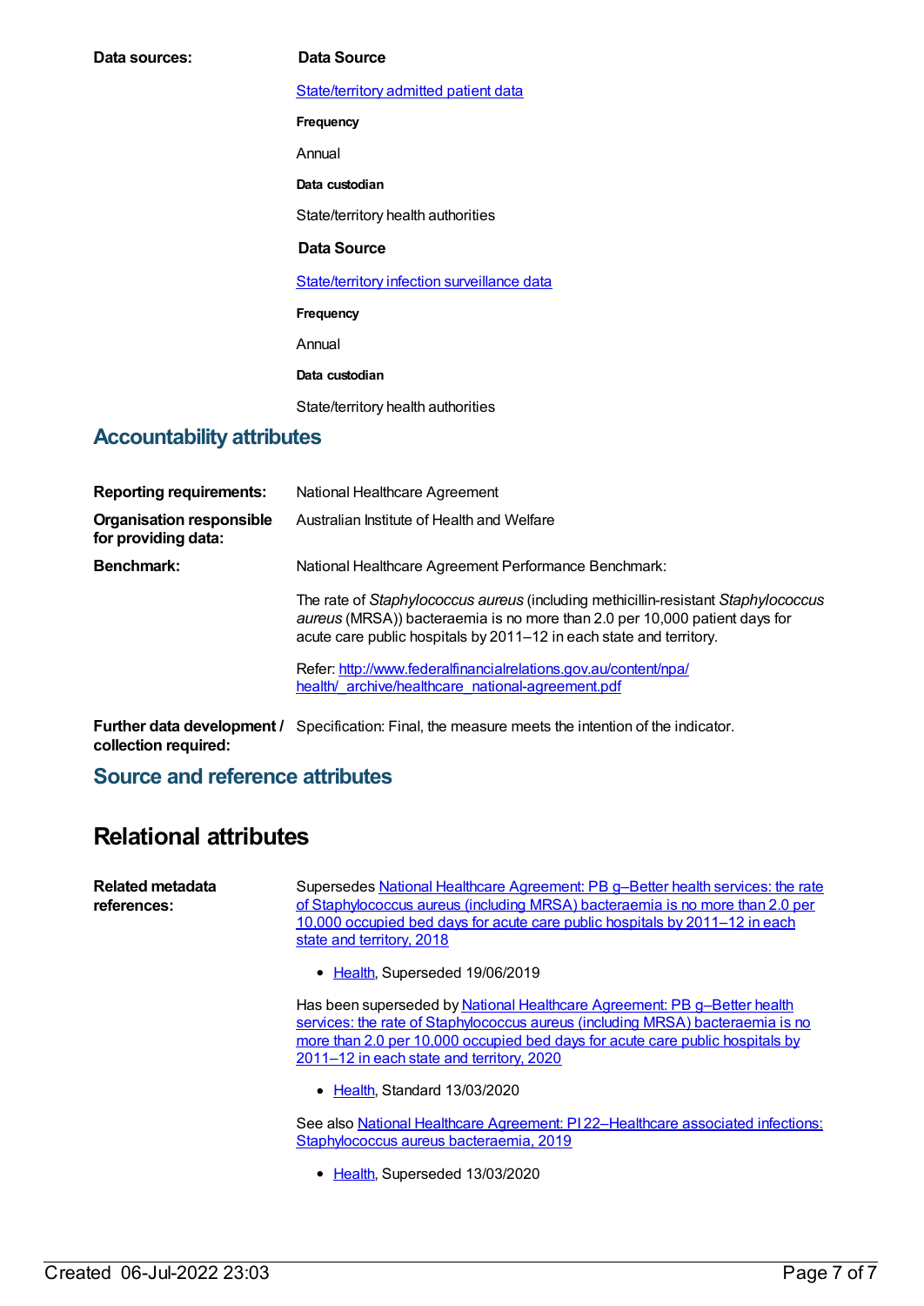**Data sources:**

**Data Source**

[State/territory admitted patient data]

**Frequency**

Annual

**Data custodian**

State/territory health authorities

**Data Source**

[State/territory infection surveillance data]

**Frequency**

Annual

**Data custodian**

State/territory health authorities

## Accountability attributes

**Reporting requirements:** National Healthcare Agreement

**Organisation responsible for providing data:** Australian Institute of Health and Welfare

**Benchmark:** National Healthcare Agreement Performance Benchmark:

The rate of *Staphylococcus aureus* (including methicillin-resistant *Staphylococcus aureus* (MRSA)) bacteraemia is no more than 2.0 per 10,000 patient days for acute care public hospitals by 2011–12 in each state and territory.

Refer: http://www.federalfinancialrelations.gov.au/content/npa/health/_archive/healthcare_national-agreement.pdf

**Further data development / collection required:** Specification: Final, the measure meets the intention of the indicator.

## Source and reference attributes

# Relational attributes

**Related metadata references:**

Supersedes National Healthcare Agreement: PB g–Better health services: the rate of Staphylococcus aureus (including MRSA) bacteraemia is no more than 2.0 per 10,000 occupied bed days for acute care public hospitals by 2011–12 in each state and territory, 2018

- Health, Superseded 19/06/2019

Has been superseded by National Healthcare Agreement: PB g–Better health services: the rate of Staphylococcus aureus (including MRSA) bacteraemia is no more than 2.0 per 10,000 occupied bed days for acute care public hospitals by 2011–12 in each state and territory, 2020

- Health, Standard 13/03/2020

See also National Healthcare Agreement: PI 22–Healthcare associated infections: Staphylococcus aureus bacteraemia, 2019

- Health, Superseded 13/03/2020